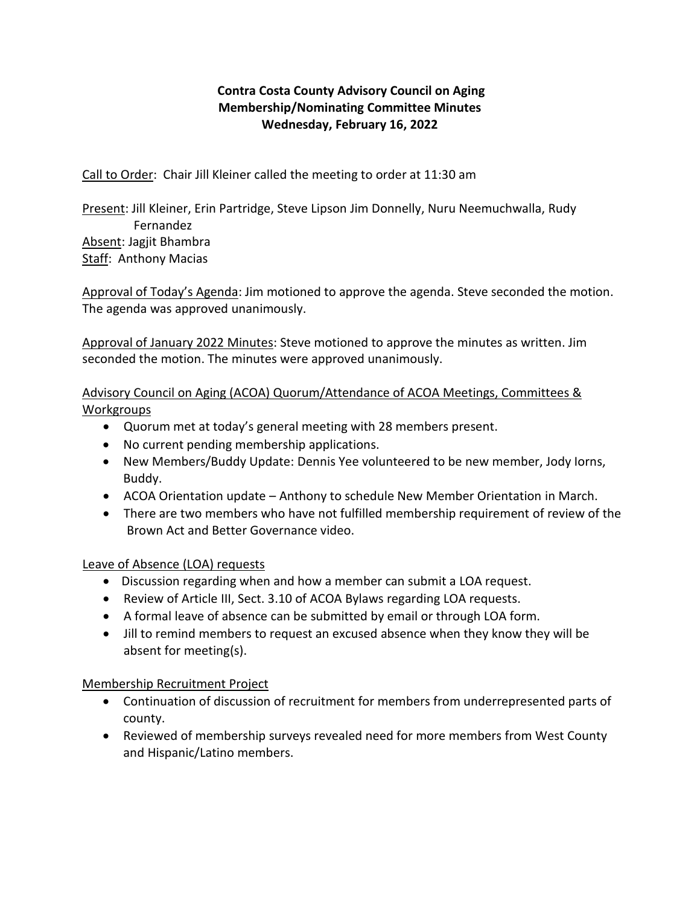**Contra Costa County Advisory Council on Aging**
**Membership/Nominating Committee Minutes**
**Wednesday, February 16, 2022**

Call to Order: Chair Jill Kleiner called the meeting to order at 11:30 am

Present: Jill Kleiner, Erin Partridge, Steve Lipson Jim Donnelly, Nuru Neemuchwalla, Rudy Fernandez
Absent: Jagjit Bhambra
Staff: Anthony Macias

Approval of Today's Agenda: Jim motioned to approve the agenda. Steve seconded the motion. The agenda was approved unanimously.

Approval of January 2022 Minutes: Steve motioned to approve the minutes as written. Jim seconded the motion. The minutes were approved unanimously.

Advisory Council on Aging (ACOA) Quorum/Attendance of ACOA Meetings, Committees & Workgroups

- Quorum met at today's general meeting with 28 members present.
- No current pending membership applications.
- New Members/Buddy Update: Dennis Yee volunteered to be new member, Jody Iorns, Buddy.
- ACOA Orientation update – Anthony to schedule New Member Orientation in March.
- There are two members who have not fulfilled membership requirement of review of the Brown Act and Better Governance video.

Leave of Absence (LOA) requests

- Discussion regarding when and how a member can submit a LOA request.
- Review of Article III, Sect. 3.10 of ACOA Bylaws regarding LOA requests.
- A formal leave of absence can be submitted by email or through LOA form.
- Jill to remind members to request an excused absence when they know they will be absent for meeting(s).

Membership Recruitment Project

- Continuation of discussion of recruitment for members from underrepresented parts of county.
- Reviewed of membership surveys revealed need for more members from West County and Hispanic/Latino members.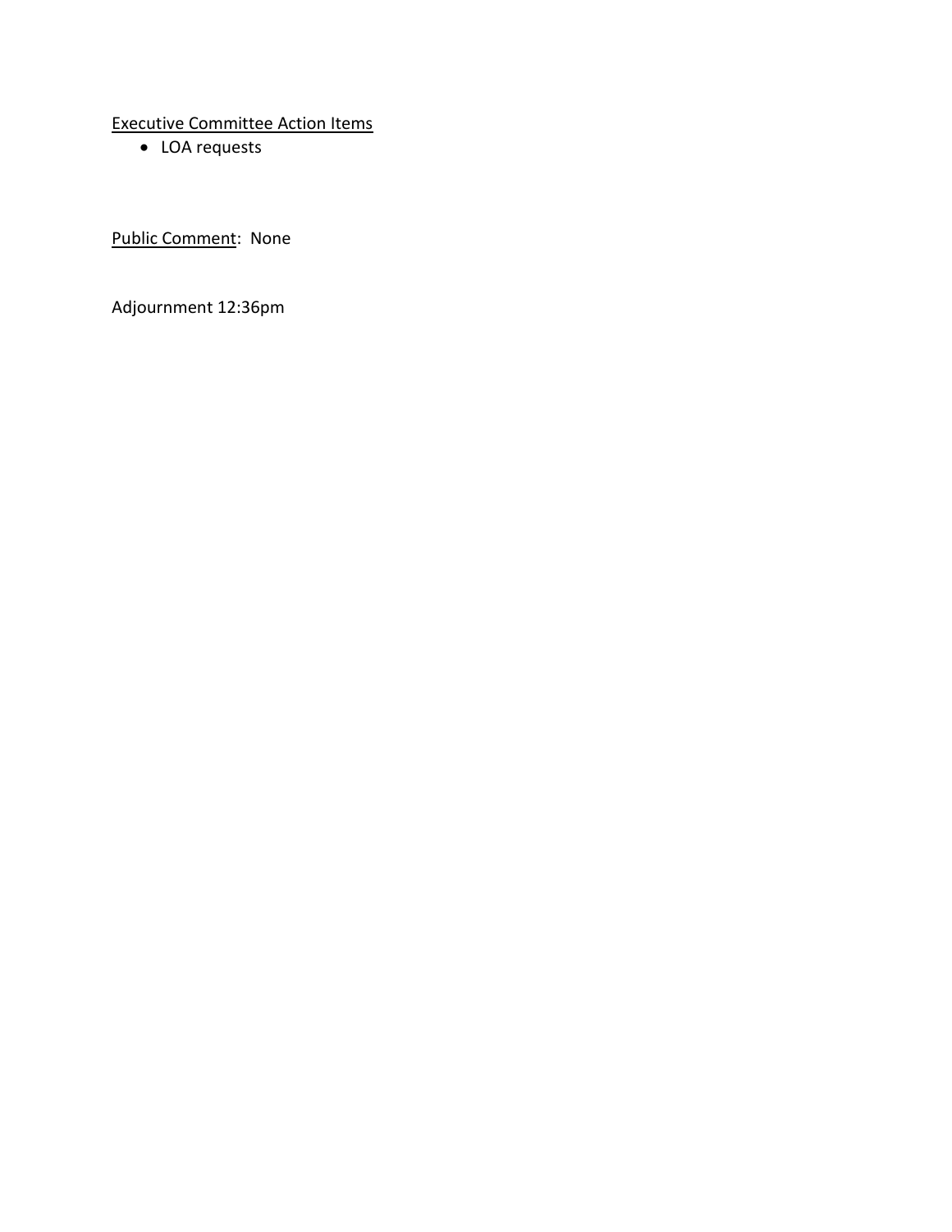Executive Committee Action Items

- LOA requests

Public Comment: None

Adjournment 12:36pm